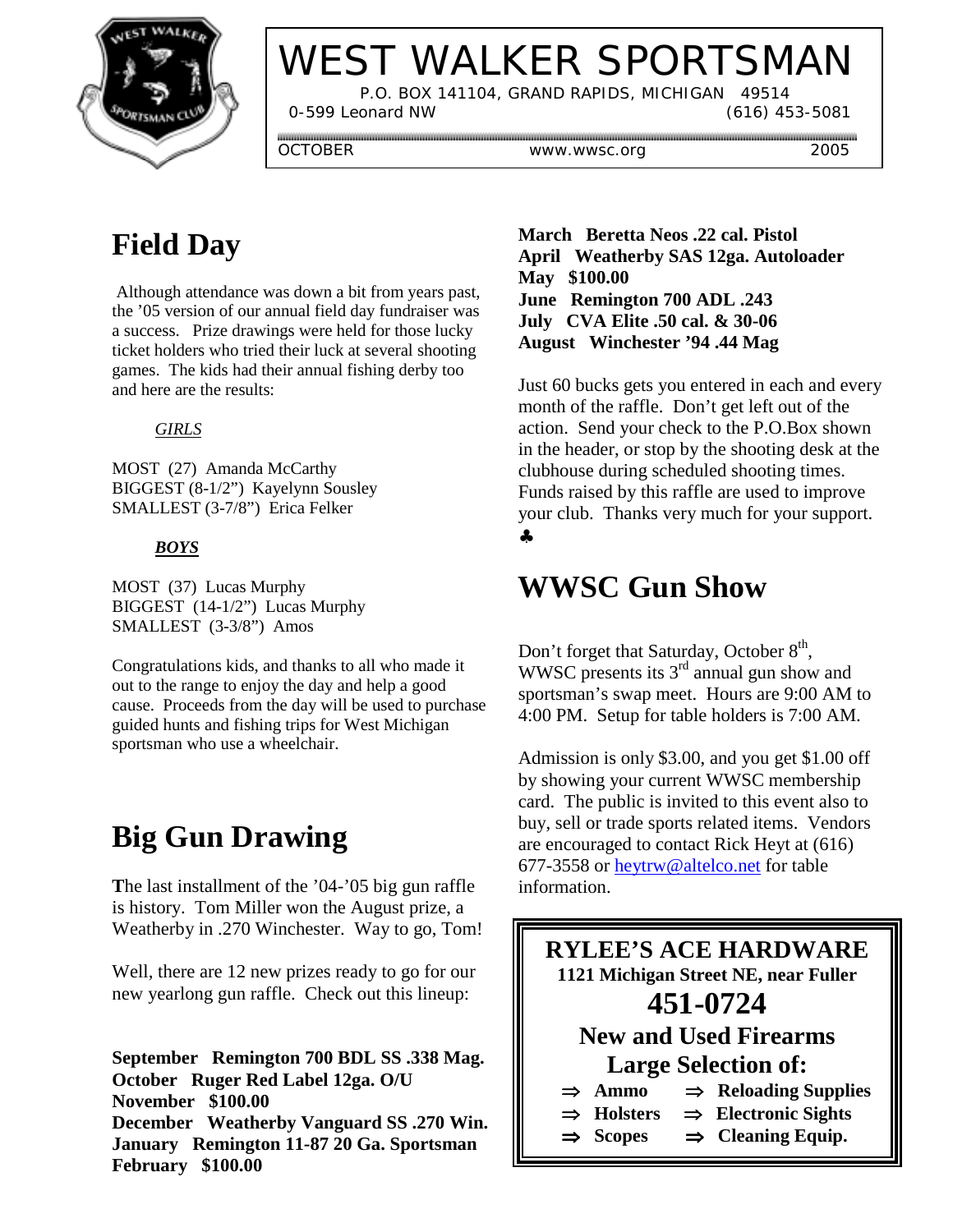# WEST WALKER SPORTSMAN

P.O. BOX 141104, GRAND RAPIDS, MICHIGAN 49514
0-599 Leonard NW (616) 453-5081

OCTOBER www.wwsc.org 2005

## Field Day

Although attendance was down a bit from years past, the '05 version of our annual field day fundraiser was a success. Prize drawings were held for those lucky ticket holders who tried their luck at several shooting games. The kids had their annual fishing derby too and here are the results:

*GIRLS*

MOST (27) Amanda McCarthy
BIGGEST (8-1/2") Kayelynn Sousley
SMALLEST (3-7/8") Erica Felker

***BOYS***

MOST (37) Lucas Murphy
BIGGEST (14-1/2") Lucas Murphy
SMALLEST (3-3/8") Amos

Congratulations kids, and thanks to all who made it out to the range to enjoy the day and help a good cause. Proceeds from the day will be used to purchase guided hunts and fishing trips for West Michigan sportsman who use a wheelchair.

## Big Gun Drawing

**T**he last installment of the '04-'05 big gun raffle is history. Tom Miller won the August prize, a Weatherby in .270 Winchester. Way to go, Tom!

Well, there are 12 new prizes ready to go for our new yearlong gun raffle. Check out this lineup:

**September Remington 700 BDL SS .338 Mag.**
**October Ruger Red Label 12ga. O/U**
**November $100.00**
**December Weatherby Vanguard SS .270 Win.**
**January Remington 11-87 20 Ga. Sportsman**
**February $100.00**
**March Beretta Neos .22 cal. Pistol**
**April Weatherby SAS 12ga. Autoloader**
**May $100.00**
**June Remington 700 ADL .243**
**July CVA Elite .50 cal. & 30-06**
**August Winchester '94 .44 Mag**

Just 60 bucks gets you entered in each and every month of the raffle. Don't get left out of the action. Send your check to the P.O.Box shown in the header, or stop by the shooting desk at the clubhouse during scheduled shooting times. Funds raised by this raffle are used to improve your club. Thanks very much for your support. ♣

## WWSC Gun Show

Don't forget that Saturday, October 8th, WWSC presents its 3rd annual gun show and sportsman's swap meet. Hours are 9:00 AM to 4:00 PM. Setup for table holders is 7:00 AM.

Admission is only $3.00, and you get $1.00 off by showing your current WWSC membership card. The public is invited to this event also to buy, sell or trade sports related items. Vendors are encouraged to contact Rick Heyt at (616) 677-3558 or heytrw@altelco.net for table information.

**RYLEE'S ACE HARDWARE**
**1121 Michigan Street NE, near Fuller**
**451-0724**
**New and Used Firearms**
**Large Selection of:**

- **Ammo**
- **Reloading Supplies**
- **Holsters**
- **Electronic Sights**
- **Scopes**
- **Cleaning Equip.**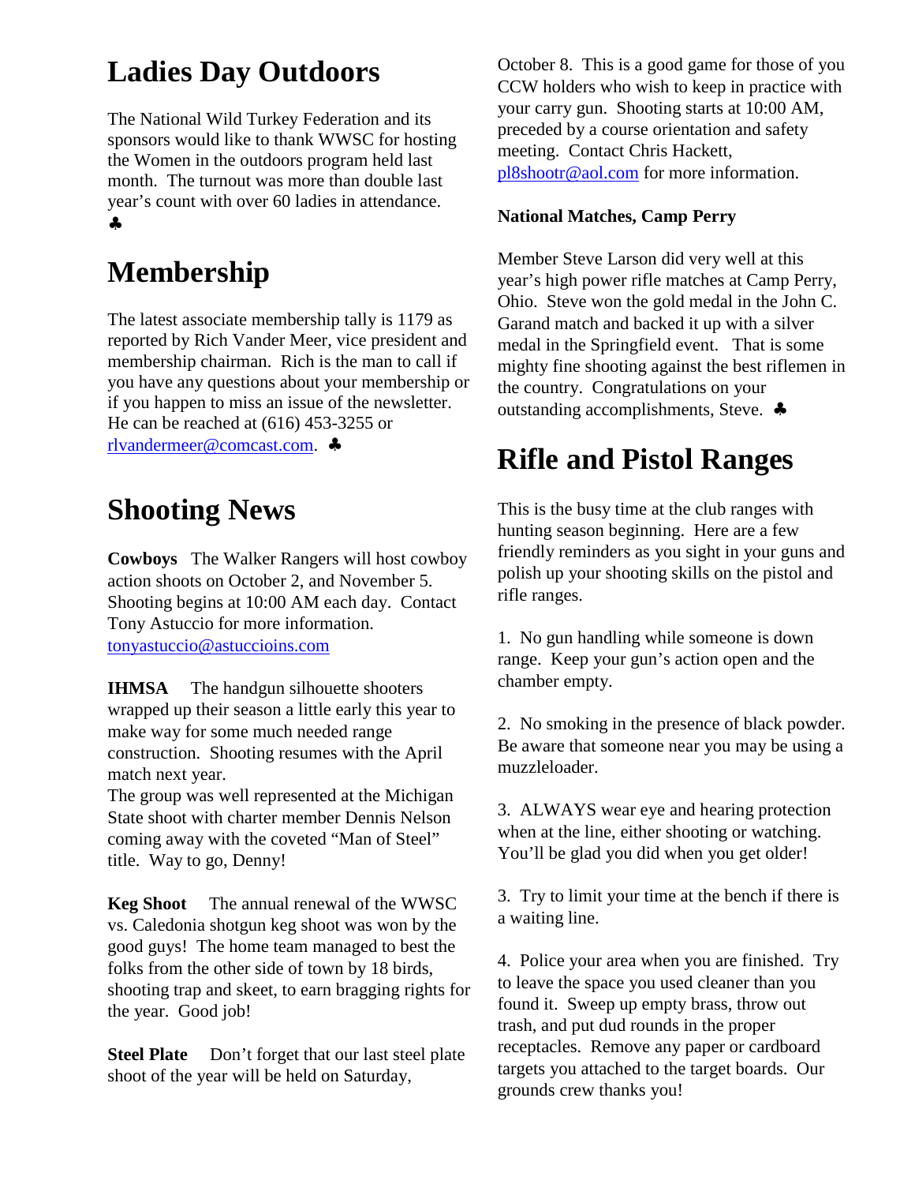# Ladies Day Outdoors

The National Wild Turkey Federation and its sponsors would like to thank WWSC for hosting the Women in the outdoors program held last month. The turnout was more than double last year's count with over 60 ladies in attendance. ♣

# Membership

The latest associate membership tally is 1179 as reported by Rich Vander Meer, vice president and membership chairman. Rich is the man to call if you have any questions about your membership or if you happen to miss an issue of the newsletter. He can be reached at (616) 453-3255 or rlvandermeer@comcast.com. ♣

# Shooting News

**Cowboys** The Walker Rangers will host cowboy action shoots on October 2, and November 5. Shooting begins at 10:00 AM each day. Contact Tony Astuccio for more information. tonyastuccio@astuccioins.com

**IHMSA** The handgun silhouette shooters wrapped up their season a little early this year to make way for some much needed range construction. Shooting resumes with the April match next year.
The group was well represented at the Michigan State shoot with charter member Dennis Nelson coming away with the coveted "Man of Steel" title. Way to go, Denny!

**Keg Shoot** The annual renewal of the WWSC vs. Caledonia shotgun keg shoot was won by the good guys! The home team managed to best the folks from the other side of town by 18 birds, shooting trap and skeet, to earn bragging rights for the year. Good job!

**Steel Plate** Don't forget that our last steel plate shoot of the year will be held on Saturday, October 8. This is a good game for those of you CCW holders who wish to keep in practice with your carry gun. Shooting starts at 10:00 AM, preceded by a course orientation and safety meeting. Contact Chris Hackett, pl8shootr@aol.com for more information.

**National Matches, Camp Perry**

Member Steve Larson did very well at this year's high power rifle matches at Camp Perry, Ohio. Steve won the gold medal in the John C. Garand match and backed it up with a silver medal in the Springfield event. That is some mighty fine shooting against the best riflemen in the country. Congratulations on your outstanding accomplishments, Steve. ♣

# Rifle and Pistol Ranges

This is the busy time at the club ranges with hunting season beginning. Here are a few friendly reminders as you sight in your guns and polish up your shooting skills on the pistol and rifle ranges.

1. No gun handling while someone is down range. Keep your gun's action open and the chamber empty.

2. No smoking in the presence of black powder. Be aware that someone near you may be using a muzzleloader.

3. ALWAYS wear eye and hearing protection when at the line, either shooting or watching. You'll be glad you did when you get older!

3. Try to limit your time at the bench if there is a waiting line.

4. Police your area when you are finished. Try to leave the space you used cleaner than you found it. Sweep up empty brass, throw out trash, and put dud rounds in the proper receptacles. Remove any paper or cardboard targets you attached to the target boards. Our grounds crew thanks you!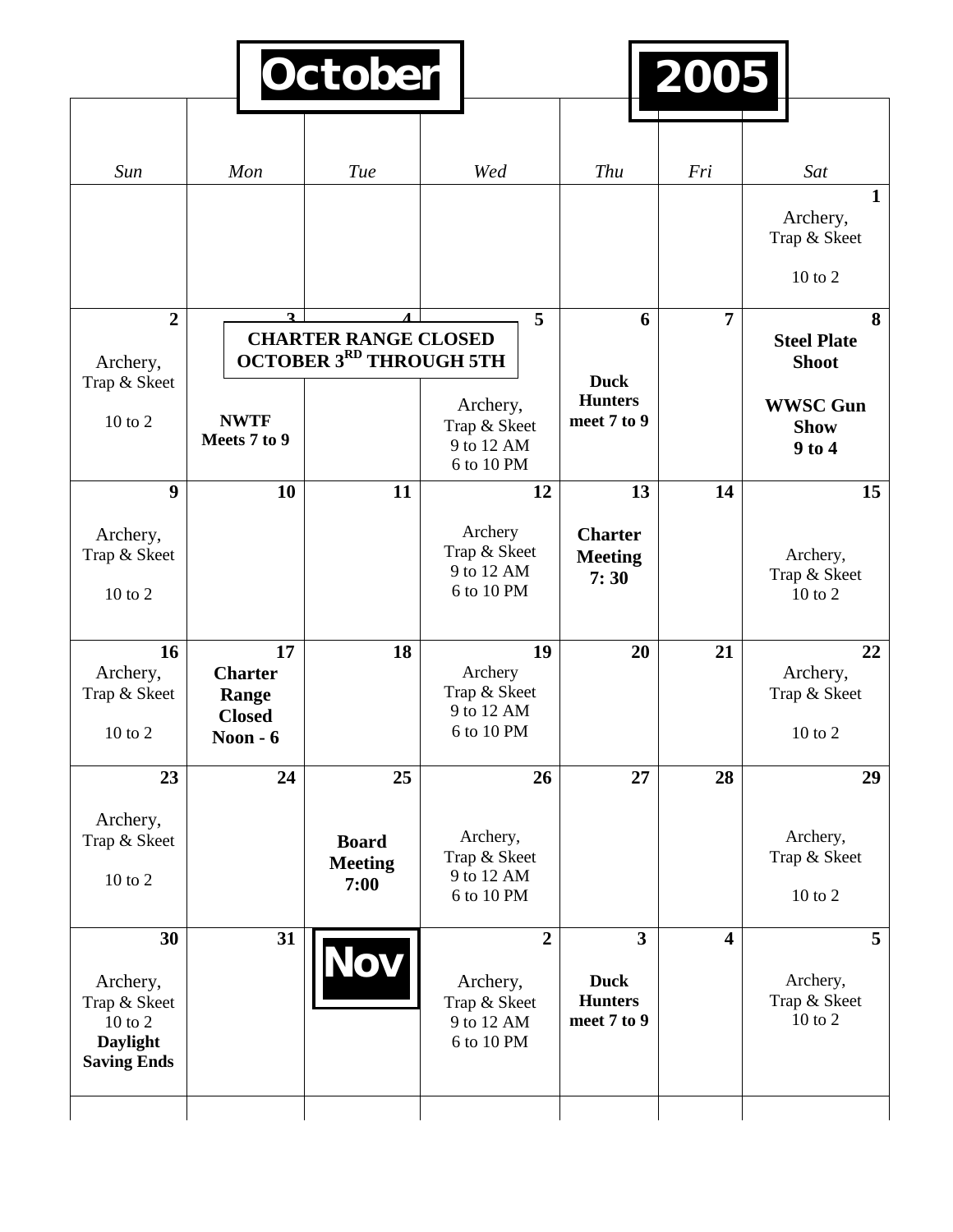# October 2005

| Sun | Mon | Tue | Wed | Thu | Fri | Sat |
|---|---|---|---|---|---|---|
| | | | | | | **1** Archery, Trap & Skeet 10 to 2 |
| **2** Archery, Trap & Skeet 10 to 2 | **3** **CHARTER RANGE CLOSED OCTOBER 3RD THROUGH 5TH** **NWTF Meets 7 to 9** | **4** | **5** Archery, Trap & Skeet 9 to 12 AM 6 to 10 PM | **6** **Duck Hunters meet 7 to 9** | **7** | **8** **Steel Plate Shoot** **WWSC Gun Show 9 to 4** |
| **9** Archery, Trap & Skeet 10 to 2 | **10** | **11** | **12** Archery Trap & Skeet 9 to 12 AM 6 to 10 PM | **13** **Charter Meeting 7: 30** | **14** | **15** Archery, Trap & Skeet 10 to 2 |
| **16** Archery, Trap & Skeet 10 to 2 | **17** **Charter Range Closed Noon - 6** | **18** | **19** Archery Trap & Skeet 9 to 12 AM 6 to 10 PM | **20** | **21** | **22** Archery, Trap & Skeet 10 to 2 |
| **23** Archery, Trap & Skeet 10 to 2 | **24** | **25** **Board Meeting 7:00** | **26** Archery, Trap & Skeet 9 to 12 AM 6 to 10 PM | **27** | **28** | **29** Archery, Trap & Skeet 10 to 2 |
| **30** Archery, Trap & Skeet 10 to 2 **Daylight Saving Ends** | **31** | **Nov** | **2** Archery, Trap & Skeet 9 to 12 AM 6 to 10 PM | **3** **Duck Hunters meet 7 to 9** | **4** | **5** Archery, Trap & Skeet 10 to 2 |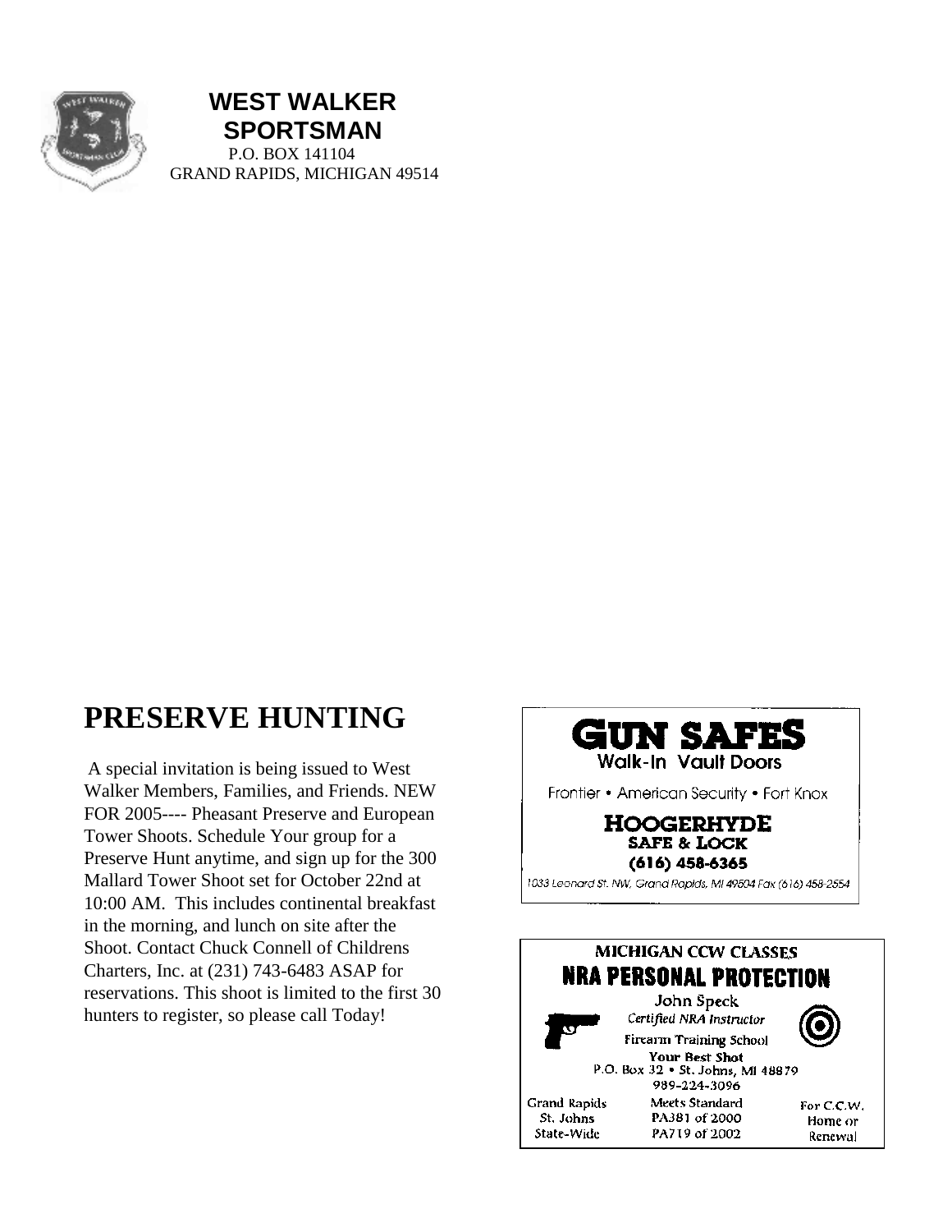**WEST WALKER SPORTSMAN**

P.O. BOX 141104
GRAND RAPIDS, MICHIGAN 49514

# PRESERVE HUNTING

A special invitation is being issued to West Walker Members, Families, and Friends. NEW FOR 2005---- Pheasant Preserve and European Tower Shoots. Schedule Your group for a Preserve Hunt anytime, and sign up for the 300 Mallard Tower Shoot set for October 22nd at 10:00 AM. This includes continental breakfast in the morning, and lunch on site after the Shoot. Contact Chuck Connell of Childrens Charters, Inc. at (231) 743-6483 ASAP for reservations. This shoot is limited to the first 30 hunters to register, so please call Today!

**GUN SAFES**
Walk-In Vault Doors
Frontier • American Security • Fort Knox
**HOOGERHYDE**
**SAFE & LOCK**
**(616) 458-6365**
1033 Leonard St. NW, Grand Rapids, MI 49504 Fax (616) 458-2554

**MICHIGAN CCW CLASSES**
**NRA PERSONAL PROTECTION**
John Speck
*Certified NRA Instructor*
Firearm Training School
**Your Best Shot**
P.O. Box 32 • St. Johns, MI 48879
989-224-3096

Grand Rapids
St. Johns
State-Wide

Meets Standard
PA381 of 2000
PA719 of 2002

For C.C.W.
Home or
Renewal